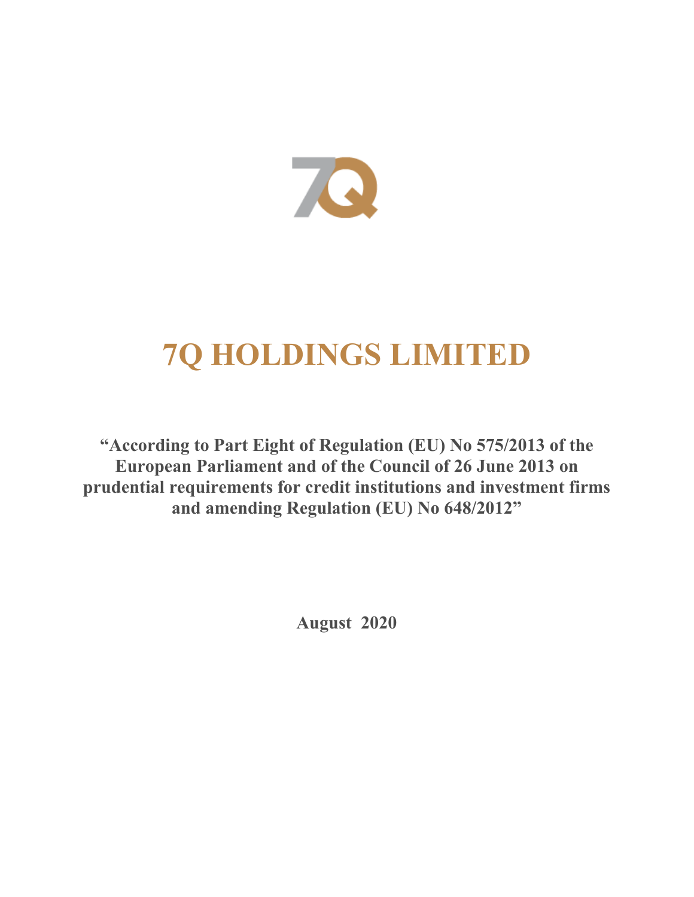# 7Q HOLDINGS LIMITED

**"According to Part Eight of Regulation (EU) No 575/2013 of the European Parliament and of the Council of 26 June 2013 on prudential requirements for credit institutions and investment firms and amending Regulation (EU) No 648/2012"**

**August 2020**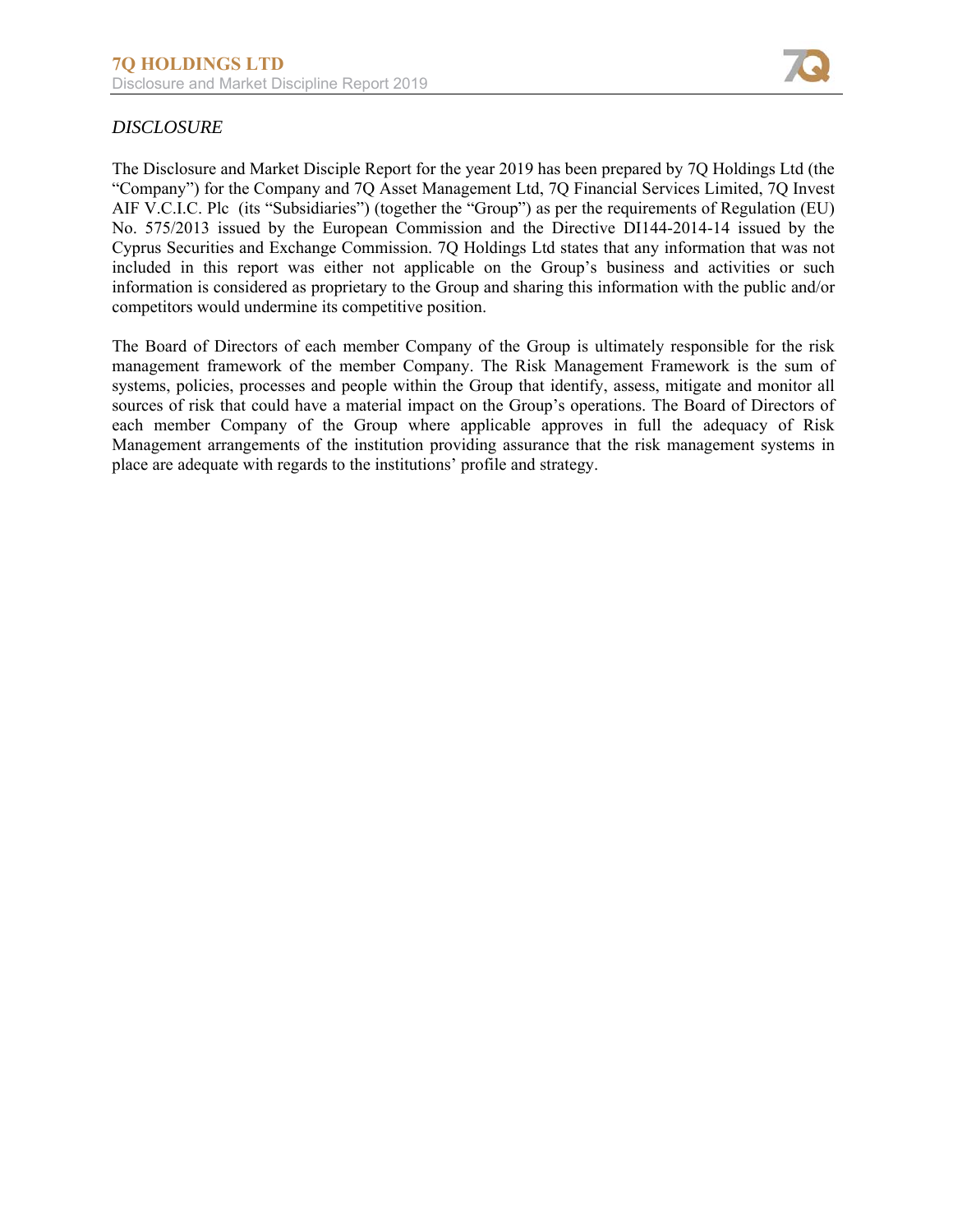*DISCLOSURE*

The Disclosure and Market Disciple Report for the year 2019 has been prepared by 7Q Holdings Ltd (the “Company”) for the Company and 7Q Asset Management Ltd, 7Q Financial Services Limited, 7Q Invest AIF V.C.I.C. Plc (its “Subsidiaries”) (together the “Group”) as per the requirements of Regulation (EU) No. 575/2013 issued by the European Commission and the Directive DI144-2014-14 issued by the Cyprus Securities and Exchange Commission. 7Q Holdings Ltd states that any information that was not included in this report was either not applicable on the Group’s business and activities or such information is considered as proprietary to the Group and sharing this information with the public and/or competitors would undermine its competitive position.

The Board of Directors of each member Company of the Group is ultimately responsible for the risk management framework of the member Company. The Risk Management Framework is the sum of systems, policies, processes and people within the Group that identify, assess, mitigate and monitor all sources of risk that could have a material impact on the Group’s operations. The Board of Directors of each member Company of the Group where applicable approves in full the adequacy of Risk Management arrangements of the institution providing assurance that the risk management systems in place are adequate with regards to the institutions’ profile and strategy.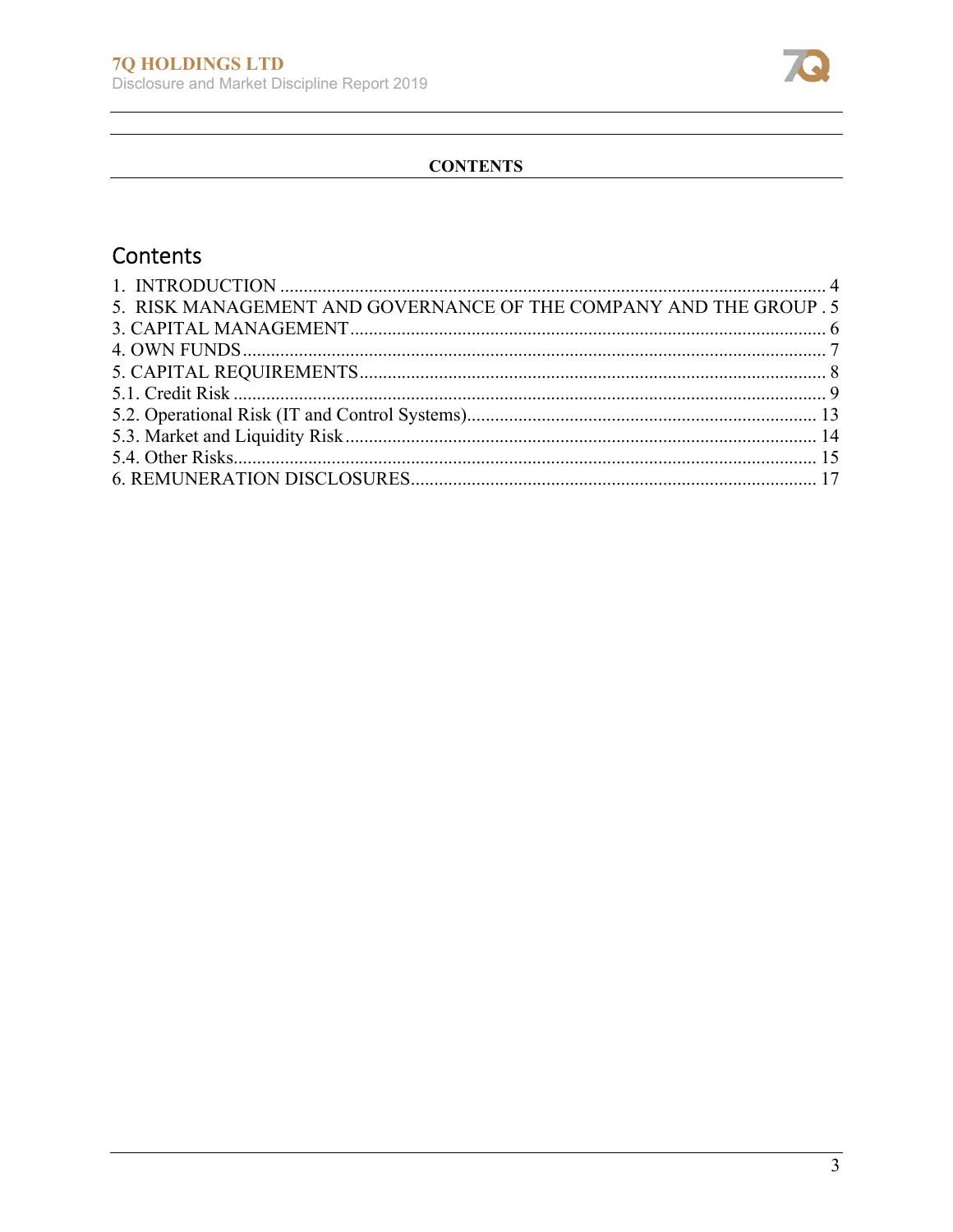**CONTENTS**

# Contents

1. INTRODUCTION .................................................................................................................... 4
5. RISK MANAGEMENT AND GOVERNANCE OF THE COMPANY AND THE GROUP . 5
3. CAPITAL MANAGEMENT ..................................................................................................... 6
4. OWN FUNDS ............................................................................................................................ 7
5. CAPITAL REQUIREMENTS ................................................................................................... 8
5.1. Credit Risk .............................................................................................................................. 9
5.2. Operational Risk (IT and Control Systems) .......................................................................... 13
5.3. Market and Liquidity Risk .................................................................................................... 14
5.4. Other Risks ............................................................................................................................ 15
6. REMUNERATION DISCLOSURES ...................................................................................... 17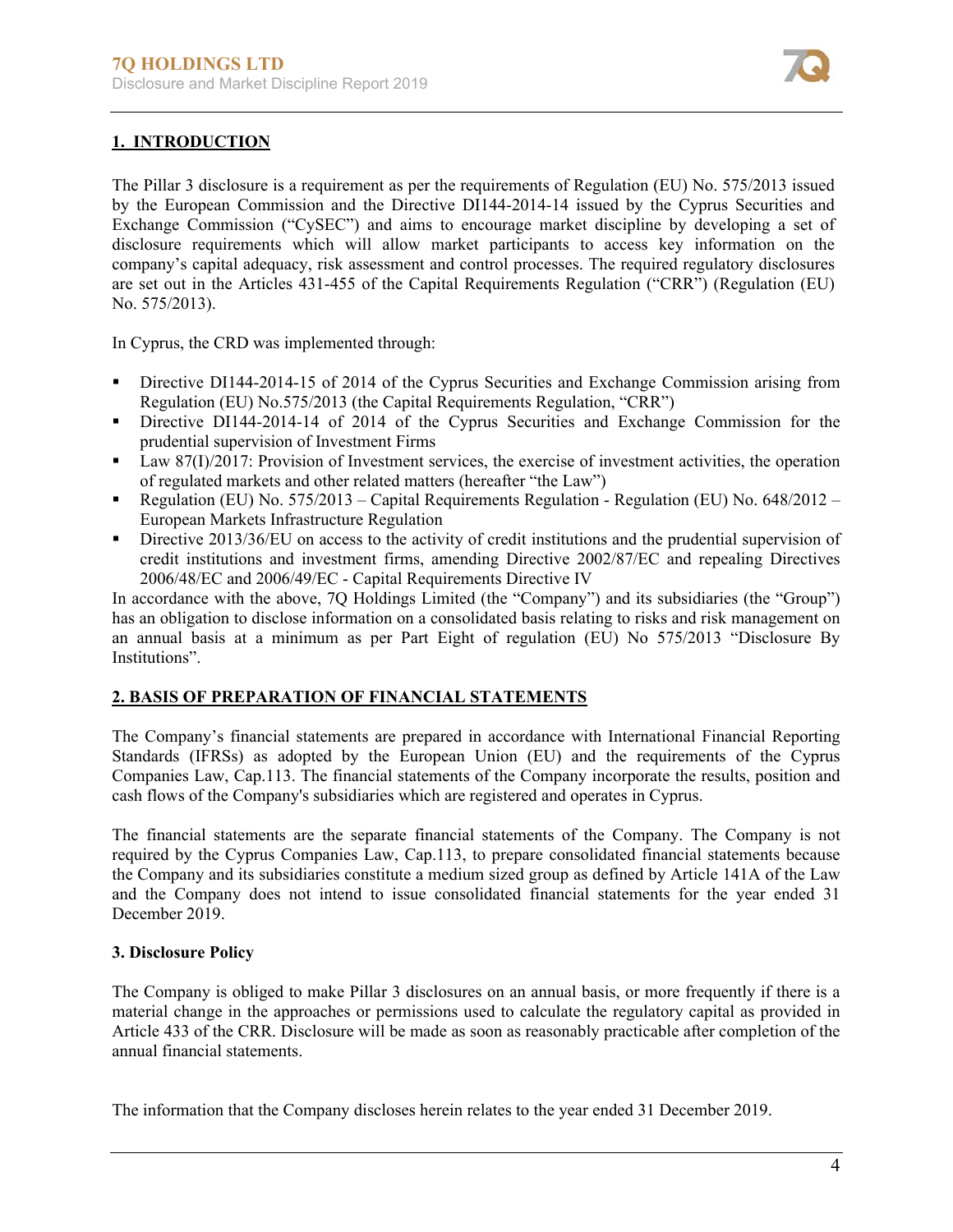## 1. INTRODUCTION

The Pillar 3 disclosure is a requirement as per the requirements of Regulation (EU) No. 575/2013 issued by the European Commission and the Directive DI144-2014-14 issued by the Cyprus Securities and Exchange Commission ("CySEC") and aims to encourage market discipline by developing a set of disclosure requirements which will allow market participants to access key information on the company's capital adequacy, risk assessment and control processes. The required regulatory disclosures are set out in the Articles 431-455 of the Capital Requirements Regulation ("CRR") (Regulation (EU) No. 575/2013).

In Cyprus, the CRD was implemented through:

- Directive DI144-2014-15 of 2014 of the Cyprus Securities and Exchange Commission arising from Regulation (EU) No.575/2013 (the Capital Requirements Regulation, "CRR")
- Directive DI144-2014-14 of 2014 of the Cyprus Securities and Exchange Commission for the prudential supervision of Investment Firms
- Law 87(I)/2017: Provision of Investment services, the exercise of investment activities, the operation of regulated markets and other related matters (hereafter "the Law")
- Regulation (EU) No. 575/2013 – Capital Requirements Regulation - Regulation (EU) No. 648/2012 – European Markets Infrastructure Regulation
- Directive 2013/36/EU on access to the activity of credit institutions and the prudential supervision of credit institutions and investment firms, amending Directive 2002/87/EC and repealing Directives 2006/48/EC and 2006/49/EC - Capital Requirements Directive IV

In accordance with the above, 7Q Holdings Limited (the "Company") and its subsidiaries (the "Group") has an obligation to disclose information on a consolidated basis relating to risks and risk management on an annual basis at a minimum as per Part Eight of regulation (EU) No 575/2013 "Disclosure By Institutions".

## 2. BASIS OF PREPARATION OF FINANCIAL STATEMENTS

The Company's financial statements are prepared in accordance with International Financial Reporting Standards (IFRSs) as adopted by the European Union (EU) and the requirements of the Cyprus Companies Law, Cap.113. The financial statements of the Company incorporate the results, position and cash flows of the Company's subsidiaries which are registered and operates in Cyprus.

The financial statements are the separate financial statements of the Company. The Company is not required by the Cyprus Companies Law, Cap.113, to prepare consolidated financial statements because the Company and its subsidiaries constitute a medium sized group as defined by Article 141A of the Law and the Company does not intend to issue consolidated financial statements for the year ended 31 December 2019.

## 3. Disclosure Policy

The Company is obliged to make Pillar 3 disclosures on an annual basis, or more frequently if there is a material change in the approaches or permissions used to calculate the regulatory capital as provided in Article 433 of the CRR. Disclosure will be made as soon as reasonably practicable after completion of the annual financial statements.

The information that the Company discloses herein relates to the year ended 31 December 2019.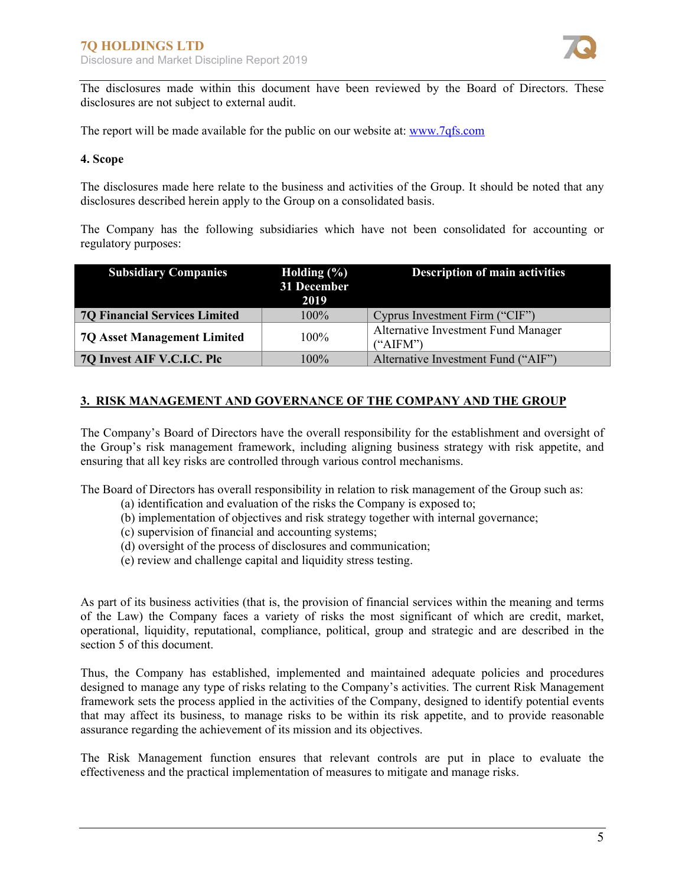The disclosures made within this document have been reviewed by the Board of Directors. These disclosures are not subject to external audit.

The report will be made available for the public on our website at: [www.7qfs.com](www.7qfs.com)

### 4. Scope

The disclosures made here relate to the business and activities of the Group. It should be noted that any disclosures described herein apply to the Group on a consolidated basis.

The Company has the following subsidiaries which have not been consolidated for accounting or regulatory purposes:

| Subsidiary Companies | Holding (%) 31 December 2019 | Description of main activities |
|---|---|---|
| **7Q Financial Services Limited** | 100% | Cyprus Investment Firm ("CIF") |
| **7Q Asset Management Limited** | 100% | Alternative Investment Fund Manager ("AIFM") |
| **7Q Invest AIF V.C.I.C. Plc** | 100% | Alternative Investment Fund ("AIF") |

## 3. RISK MANAGEMENT AND GOVERNANCE OF THE COMPANY AND THE GROUP

The Company's Board of Directors have the overall responsibility for the establishment and oversight of the Group's risk management framework, including aligning business strategy with risk appetite, and ensuring that all key risks are controlled through various control mechanisms.

The Board of Directors has overall responsibility in relation to risk management of the Group such as:

(a) identification and evaluation of the risks the Company is exposed to;
(b) implementation of objectives and risk strategy together with internal governance;
(c) supervision of financial and accounting systems;
(d) oversight of the process of disclosures and communication;
(e) review and challenge capital and liquidity stress testing.

As part of its business activities (that is, the provision of financial services within the meaning and terms of the Law) the Company faces a variety of risks the most significant of which are credit, market, operational, liquidity, reputational, compliance, political, group and strategic and are described in the section 5 of this document.

Thus, the Company has established, implemented and maintained adequate policies and procedures designed to manage any type of risks relating to the Company's activities. The current Risk Management framework sets the process applied in the activities of the Company, designed to identify potential events that may affect its business, to manage risks to be within its risk appetite, and to provide reasonable assurance regarding the achievement of its mission and its objectives.

The Risk Management function ensures that relevant controls are put in place to evaluate the effectiveness and the practical implementation of measures to mitigate and manage risks.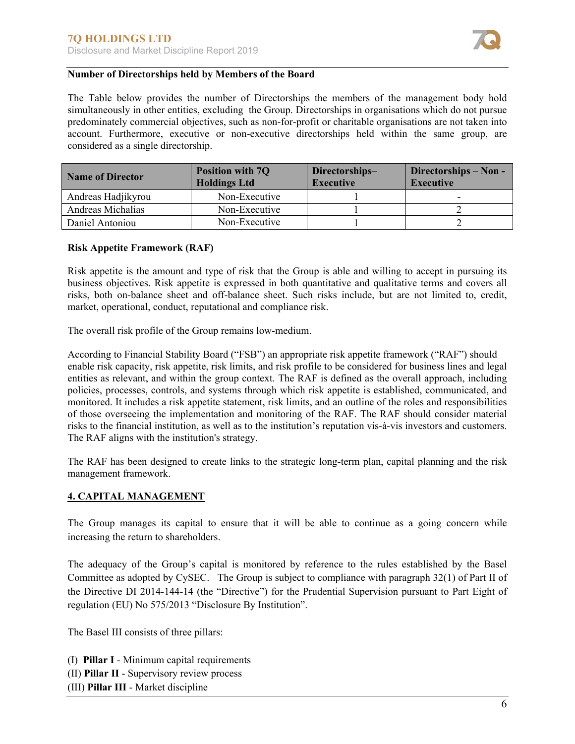**Number of Directorships held by Members of the Board**

The Table below provides the number of Directorships the members of the management body hold simultaneously in other entities, excluding the Group. Directorships in organisations which do not pursue predominately commercial objectives, such as non-for-profit or charitable organisations are not taken into account. Furthermore, executive or non-executive directorships held within the same group, are considered as a single directorship.

| Name of Director | Position with 7Q Holdings Ltd | Directorships– Executive | Directorships – Non - Executive |
|---|---|---|---|
| Andreas Hadjikyrou | Non-Executive | 1 | - |
| Andreas Michalias | Non-Executive | 1 | 2 |
| Daniel Antoniou | Non-Executive | 1 | 2 |

**Risk Appetite Framework (RAF)**

Risk appetite is the amount and type of risk that the Group is able and willing to accept in pursuing its business objectives. Risk appetite is expressed in both quantitative and qualitative terms and covers all risks, both on-balance sheet and off-balance sheet. Such risks include, but are not limited to, credit, market, operational, conduct, reputational and compliance risk.

The overall risk profile of the Group remains low-medium.

According to Financial Stability Board ("FSB") an appropriate risk appetite framework ("RAF") should enable risk capacity, risk appetite, risk limits, and risk profile to be considered for business lines and legal entities as relevant, and within the group context. The RAF is defined as the overall approach, including policies, processes, controls, and systems through which risk appetite is established, communicated, and monitored. It includes a risk appetite statement, risk limits, and an outline of the roles and responsibilities of those overseeing the implementation and monitoring of the RAF. The RAF should consider material risks to the financial institution, as well as to the institution's reputation vis-à-vis investors and customers. The RAF aligns with the institution's strategy.

The RAF has been designed to create links to the strategic long-term plan, capital planning and the risk management framework.

## 4. CAPITAL MANAGEMENT

The Group manages its capital to ensure that it will be able to continue as a going concern while increasing the return to shareholders.

The adequacy of the Group's capital is monitored by reference to the rules established by the Basel Committee as adopted by CySEC. The Group is subject to compliance with paragraph 32(1) of Part II of the Directive DI 2014-144-14 (the "Directive") for the Prudential Supervision pursuant to Part Eight of regulation (EU) No 575/2013 "Disclosure By Institution".

The Basel III consists of three pillars:

(I) **Pillar I** - Minimum capital requirements
(II) **Pillar II** - Supervisory review process
(III) **Pillar III** - Market discipline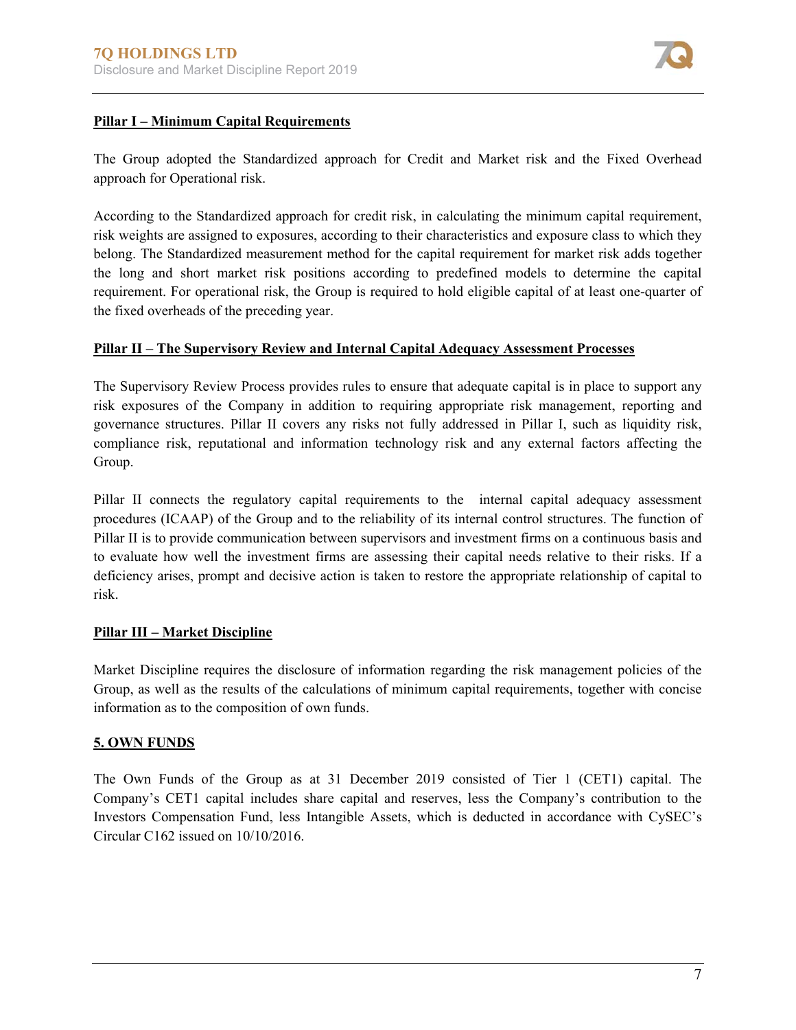**Pillar I – Minimum Capital Requirements**

The Group adopted the Standardized approach for Credit and Market risk and the Fixed Overhead approach for Operational risk.

According to the Standardized approach for credit risk, in calculating the minimum capital requirement, risk weights are assigned to exposures, according to their characteristics and exposure class to which they belong. The Standardized measurement method for the capital requirement for market risk adds together the long and short market risk positions according to predefined models to determine the capital requirement. For operational risk, the Group is required to hold eligible capital of at least one-quarter of the fixed overheads of the preceding year.

**Pillar II – The Supervisory Review and Internal Capital Adequacy Assessment Processes**

The Supervisory Review Process provides rules to ensure that adequate capital is in place to support any risk exposures of the Company in addition to requiring appropriate risk management, reporting and governance structures. Pillar II covers any risks not fully addressed in Pillar I, such as liquidity risk, compliance risk, reputational and information technology risk and any external factors affecting the Group.

Pillar II connects the regulatory capital requirements to the internal capital adequacy assessment procedures (ICAAP) of the Group and to the reliability of its internal control structures. The function of Pillar II is to provide communication between supervisors and investment firms on a continuous basis and to evaluate how well the investment firms are assessing their capital needs relative to their risks. If a deficiency arises, prompt and decisive action is taken to restore the appropriate relationship of capital to risk.

**Pillar III – Market Discipline**

Market Discipline requires the disclosure of information regarding the risk management policies of the Group, as well as the results of the calculations of minimum capital requirements, together with concise information as to the composition of own funds.

## 5. OWN FUNDS

The Own Funds of the Group as at 31 December 2019 consisted of Tier 1 (CET1) capital. The Company's CET1 capital includes share capital and reserves, less the Company's contribution to the Investors Compensation Fund, less Intangible Assets, which is deducted in accordance with CySEC's Circular C162 issued on 10/10/2016.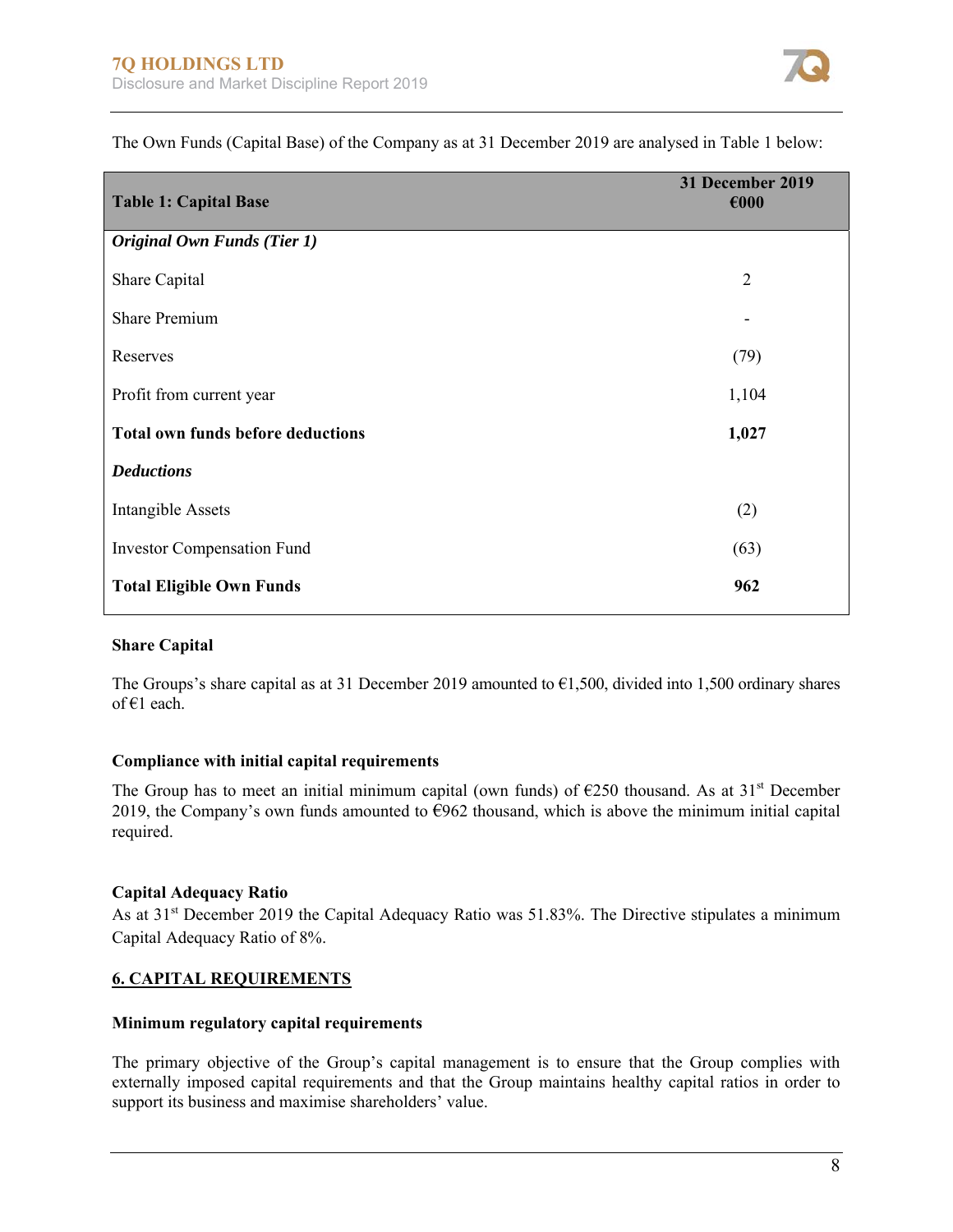The Own Funds (Capital Base) of the Company as at 31 December 2019 are analysed in Table 1 below:

| Table 1: Capital Base | 31 December 2019 €000 |
|---|---|
| ***Original Own Funds (Tier 1)*** | |
| Share Capital | 2 |
| Share Premium | - |
| Reserves | (79) |
| Profit from current year | 1,104 |
| **Total own funds before deductions** | **1,027** |
| ***Deductions*** | |
| Intangible Assets | (2) |
| Investor Compensation Fund | (63) |
| **Total Eligible Own Funds** | **962** |

**Share Capital**

The Groups's share capital as at 31 December 2019 amounted to €1,500, divided into 1,500 ordinary shares of €1 each.

**Compliance with initial capital requirements**

The Group has to meet an initial minimum capital (own funds) of €250 thousand. As at 31st December 2019, the Company's own funds amounted to €962 thousand, which is above the minimum initial capital required.

**Capital Adequacy Ratio**

As at 31st December 2019 the Capital Adequacy Ratio was 51.83%. The Directive stipulates a minimum Capital Adequacy Ratio of 8%.

## 6. CAPITAL REQUIREMENTS

**Minimum regulatory capital requirements**

The primary objective of the Group's capital management is to ensure that the Group complies with externally imposed capital requirements and that the Group maintains healthy capital ratios in order to support its business and maximise shareholders' value.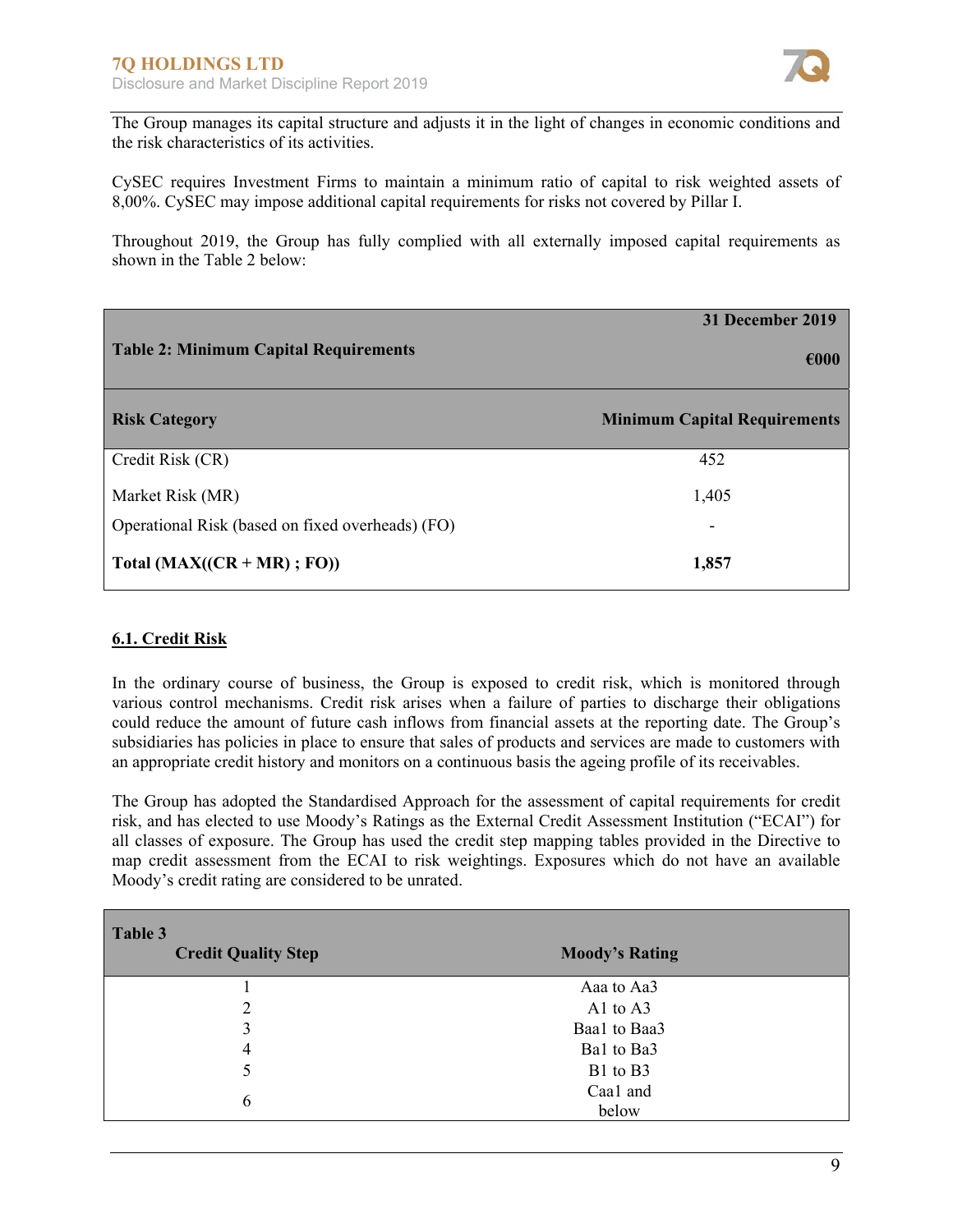The Group manages its capital structure and adjusts it in the light of changes in economic conditions and the risk characteristics of its activities.

CySEC requires Investment Firms to maintain a minimum ratio of capital to risk weighted assets of 8,00%. CySEC may impose additional capital requirements for risks not covered by Pillar I.

Throughout 2019, the Group has fully complied with all externally imposed capital requirements as shown in the Table 2 below:

| **Table 2: Minimum Capital Requirements** | **31 December 2019**<br>**€000** |
|---|---|
| **Risk Category** | **Minimum Capital Requirements** |
| Credit Risk (CR) | 452 |
| Market Risk (MR) | 1,405 |
| Operational Risk (based on fixed overheads) (FO) | - |
| **Total (MAX((CR + MR) ; FO))** | **1,857** |

## 6.1. Credit Risk

In the ordinary course of business, the Group is exposed to credit risk, which is monitored through various control mechanisms. Credit risk arises when a failure of parties to discharge their obligations could reduce the amount of future cash inflows from financial assets at the reporting date. The Group's subsidiaries has policies in place to ensure that sales of products and services are made to customers with an appropriate credit history and monitors on a continuous basis the ageing profile of its receivables.

The Group has adopted the Standardised Approach for the assessment of capital requirements for credit risk, and has elected to use Moody's Ratings as the External Credit Assessment Institution ("ECAI") for all classes of exposure. The Group has used the credit step mapping tables provided in the Directive to map credit assessment from the ECAI to risk weightings. Exposures which do not have an available Moody's credit rating are considered to be unrated.

**Table 3**

| **Credit Quality Step** | **Moody's Rating** |
|---|---|
| 1 | Aaa to Aa3 |
| 2 | A1 to A3 |
| 3 | Baa1 to Baa3 |
| 4 | Ba1 to Ba3 |
| 5 | B1 to B3 |
| 6 | Caa1 and below |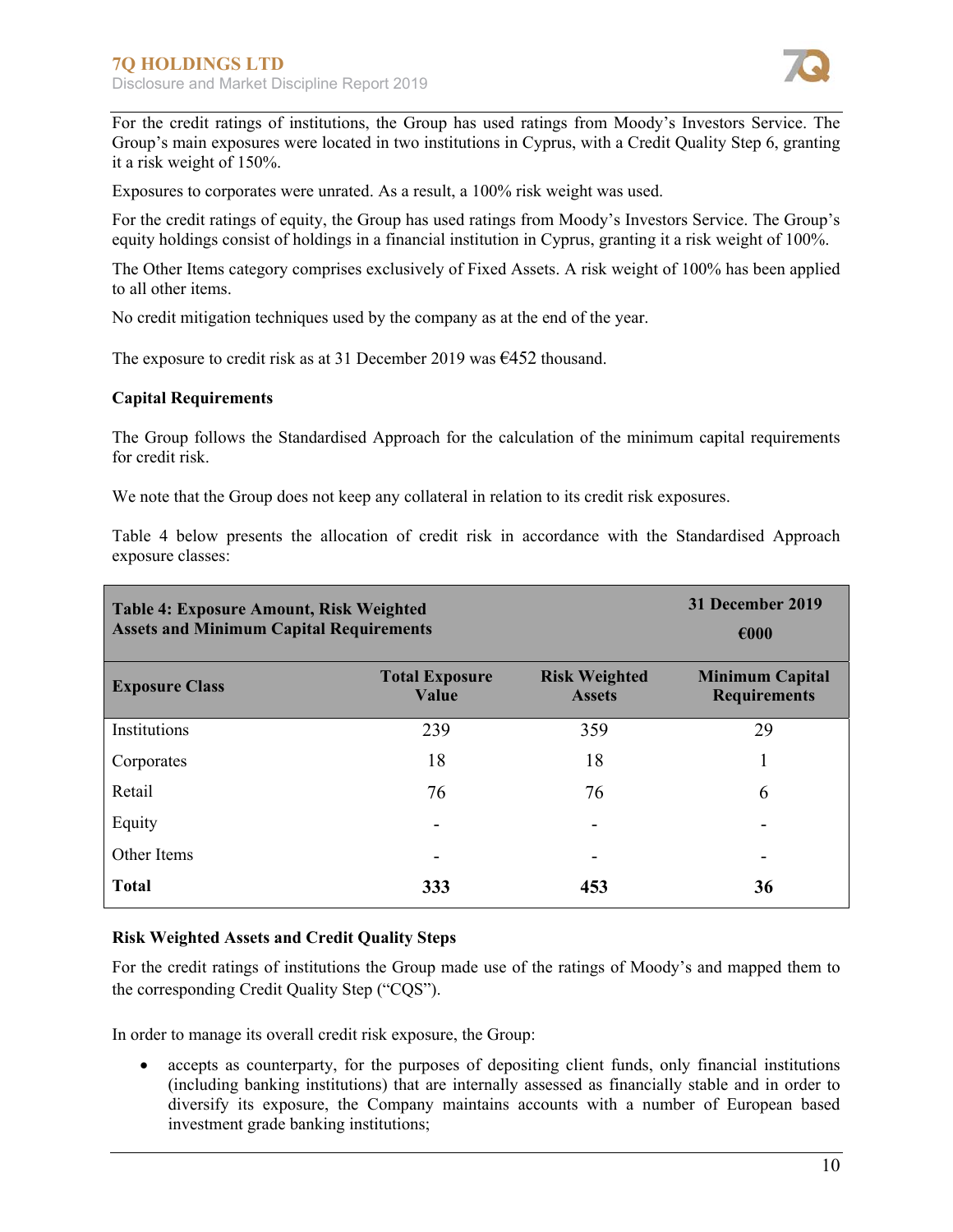For the credit ratings of institutions, the Group has used ratings from Moody's Investors Service. The Group's main exposures were located in two institutions in Cyprus, with a Credit Quality Step 6, granting it a risk weight of 150%.

Exposures to corporates were unrated. As a result, a 100% risk weight was used.

For the credit ratings of equity, the Group has used ratings from Moody's Investors Service. The Group's equity holdings consist of holdings in a financial institution in Cyprus, granting it a risk weight of 100%.

The Other Items category comprises exclusively of Fixed Assets. A risk weight of 100% has been applied to all other items.

No credit mitigation techniques used by the company as at the end of the year.

The exposure to credit risk as at 31 December 2019 was €452 thousand.

**Capital Requirements**

The Group follows the Standardised Approach for the calculation of the minimum capital requirements for credit risk.

We note that the Group does not keep any collateral in relation to its credit risk exposures.

Table 4 below presents the allocation of credit risk in accordance with the Standardised Approach exposure classes:

| **Table 4: Exposure Amount, Risk Weighted Assets and Minimum Capital Requirements** | | | **31 December 2019 €000** |
|---|---|---|---|
| **Exposure Class** | **Total Exposure Value** | **Risk Weighted Assets** | **Minimum Capital Requirements** |
| Institutions | 239 | 359 | 29 |
| Corporates | 18 | 18 | 1 |
| Retail | 76 | 76 | 6 |
| Equity | - | - | - |
| Other Items | - | - | - |
| **Total** | **333** | **453** | **36** |

**Risk Weighted Assets and Credit Quality Steps**

For the credit ratings of institutions the Group made use of the ratings of Moody's and mapped them to the corresponding Credit Quality Step ("CQS").

In order to manage its overall credit risk exposure, the Group:

- accepts as counterparty, for the purposes of depositing client funds, only financial institutions (including banking institutions) that are internally assessed as financially stable and in order to diversify its exposure, the Company maintains accounts with a number of European based investment grade banking institutions;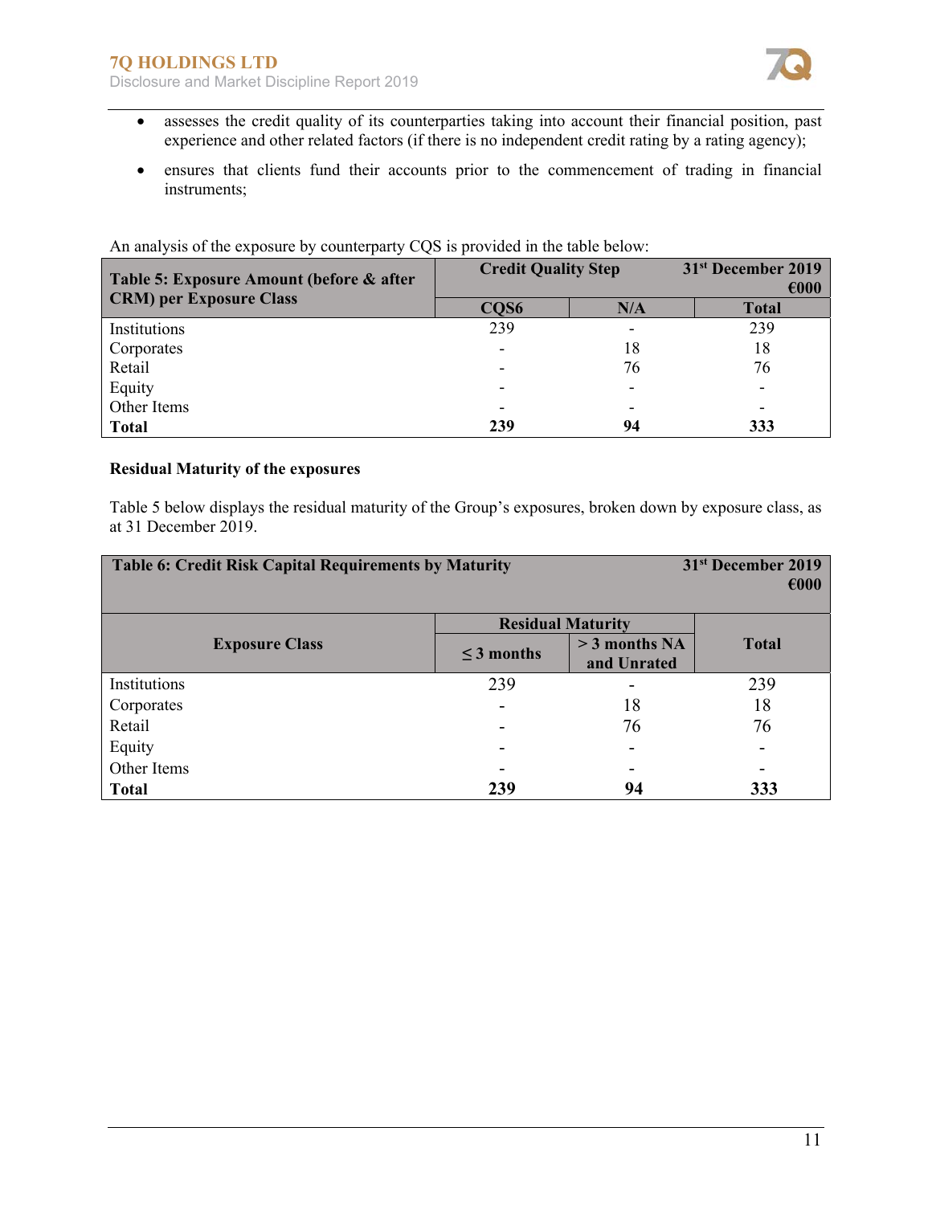- assesses the credit quality of its counterparties taking into account their financial position, past experience and other related factors (if there is no independent credit rating by a rating agency);
- ensures that clients fund their accounts prior to the commencement of trading in financial instruments;

An analysis of the exposure by counterparty CQS is provided in the table below:

| Table 5: Exposure Amount (before & after CRM) per Exposure Class | Credit Quality Step | | 31st December 2019 €000 |
|---|---|---|---|
| | CQS6 | N/A | Total |
| Institutions | 239 | - | 239 |
| Corporates | - | 18 | 18 |
| Retail | - | 76 | 76 |
| Equity | - | - | - |
| Other Items | - | - | - |
| **Total** | **239** | **94** | **333** |

**Residual Maturity of the exposures**

Table 5 below displays the residual maturity of the Group's exposures, broken down by exposure class, as at 31 December 2019.

| Table 6: Credit Risk Capital Requirements by Maturity | | | 31st December 2019 €000 |
|---|---|---|---|
| **Exposure Class** | **Residual Maturity** | | **Total** |
| | **≤ 3 months** | **> 3 months NA and Unrated** | |
| Institutions | 239 | - | 239 |
| Corporates | - | 18 | 18 |
| Retail | - | 76 | 76 |
| Equity | - | - | - |
| Other Items | - | - | - |
| **Total** | **239** | **94** | **333** |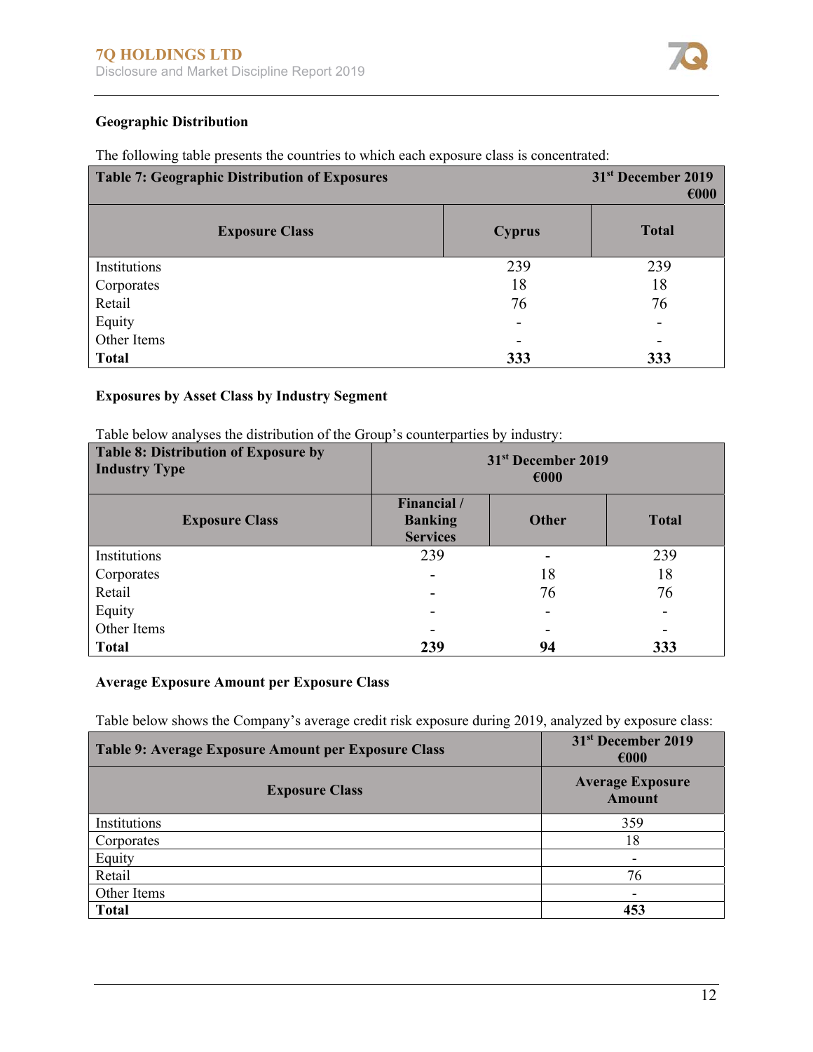### Geographic Distribution

The following table presents the countries to which each exposure class is concentrated:

| Table 7: Geographic Distribution of Exposures | 31st December 2019 €000 | |
|---|---|---|
| **Exposure Class** | **Cyprus** | **Total** |
| Institutions | 239 | 239 |
| Corporates | 18 | 18 |
| Retail | 76 | 76 |
| Equity | - | - |
| Other Items | - | - |
| **Total** | **333** | **333** |

### Exposures by Asset Class by Industry Segment

Table below analyses the distribution of the Group's counterparties by industry:

| Table 8: Distribution of Exposure by Industry Type | 31st December 2019 €000 | | |
|---|---|---|---|
| **Exposure Class** | **Financial / Banking Services** | **Other** | **Total** |
| Institutions | 239 | - | 239 |
| Corporates | - | 18 | 18 |
| Retail | - | 76 | 76 |
| Equity | - | - | - |
| Other Items | - | - | - |
| **Total** | **239** | **94** | **333** |

### Average Exposure Amount per Exposure Class

Table below shows the Company's average credit risk exposure during 2019, analyzed by exposure class:

| Table 9: Average Exposure Amount per Exposure Class | 31st December 2019 €000 |
|---|---|
| **Exposure Class** | **Average Exposure Amount** |
| Institutions | 359 |
| Corporates | 18 |
| Equity | - |
| Retail | 76 |
| Other Items | - |
| **Total** | **453** |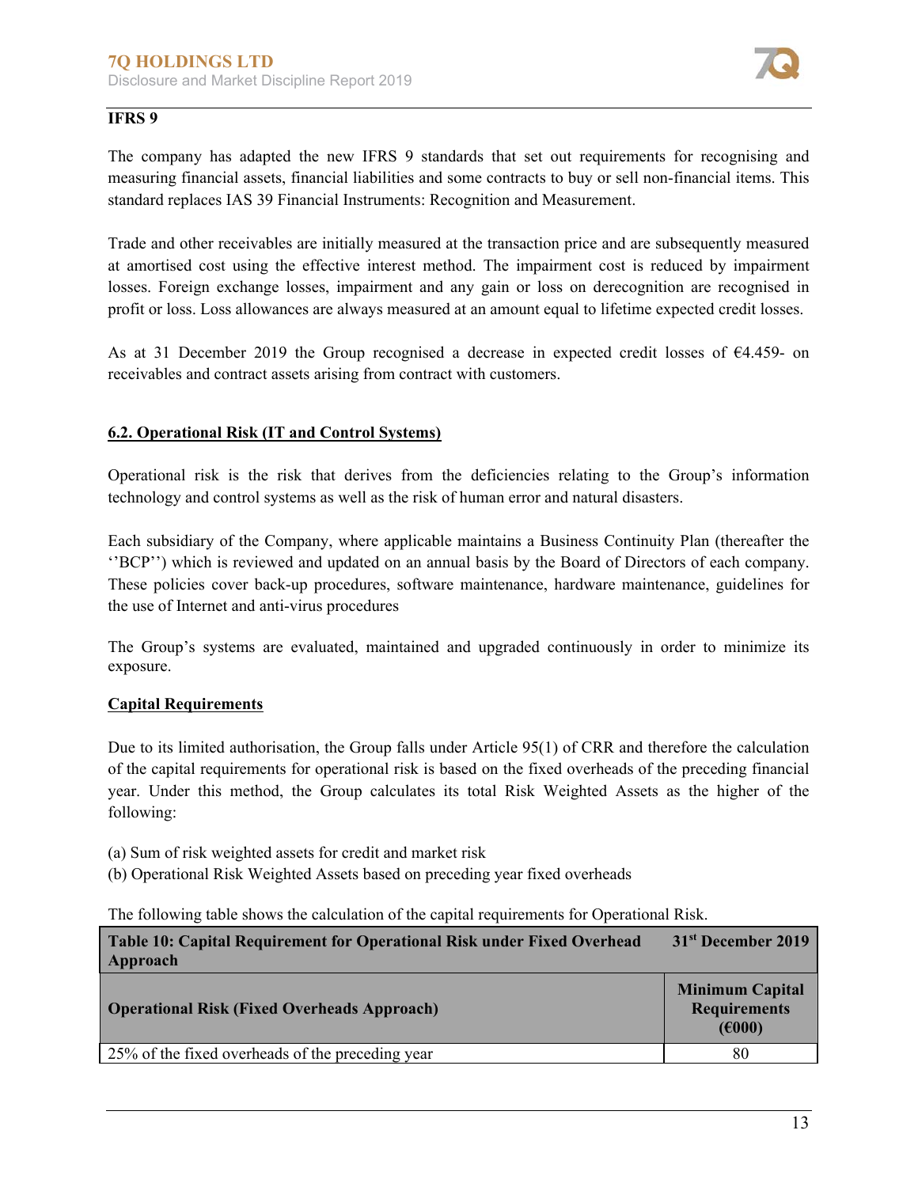**IFRS 9**

The company has adapted the new IFRS 9 standards that set out requirements for recognising and measuring financial assets, financial liabilities and some contracts to buy or sell non-financial items. This standard replaces IAS 39 Financial Instruments: Recognition and Measurement.

Trade and other receivables are initially measured at the transaction price and are subsequently measured at amortised cost using the effective interest method. The impairment cost is reduced by impairment losses. Foreign exchange losses, impairment and any gain or loss on derecognition are recognised in profit or loss. Loss allowances are always measured at an amount equal to lifetime expected credit losses.

As at 31 December 2019 the Group recognised a decrease in expected credit losses of €4.459- on receivables and contract assets arising from contract with customers.

## 6.2. Operational Risk (IT and Control Systems)

Operational risk is the risk that derives from the deficiencies relating to the Group's information technology and control systems as well as the risk of human error and natural disasters.

Each subsidiary of the Company, where applicable maintains a Business Continuity Plan (thereafter the ''BCP'') which is reviewed and updated on an annual basis by the Board of Directors of each company. These policies cover back-up procedures, software maintenance, hardware maintenance, guidelines for the use of Internet and anti-virus procedures

The Group's systems are evaluated, maintained and upgraded continuously in order to minimize its exposure.

**Capital Requirements**

Due to its limited authorisation, the Group falls under Article 95(1) of CRR and therefore the calculation of the capital requirements for operational risk is based on the fixed overheads of the preceding financial year. Under this method, the Group calculates its total Risk Weighted Assets as the higher of the following:

(a) Sum of risk weighted assets for credit and market risk
(b) Operational Risk Weighted Assets based on preceding year fixed overheads

The following table shows the calculation of the capital requirements for Operational Risk.

| Table 10: Capital Requirement for Operational Risk under Fixed Overhead Approach | 31st December 2019 |
|---|---|
| **Operational Risk (Fixed Overheads Approach)** | **Minimum Capital Requirements (€000)** |
| 25% of the fixed overheads of the preceding year | 80 |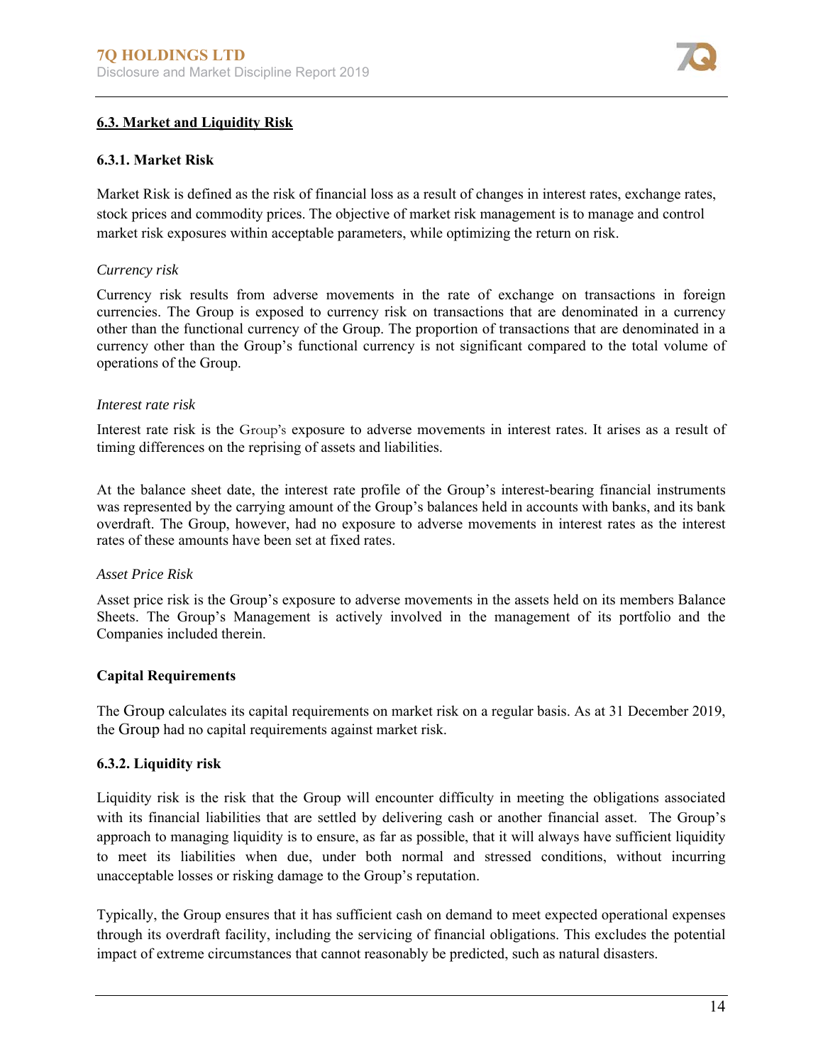## 6.3. Market and Liquidity Risk

### 6.3.1. Market Risk

Market Risk is defined as the risk of financial loss as a result of changes in interest rates, exchange rates, stock prices and commodity prices. The objective of market risk management is to manage and control market risk exposures within acceptable parameters, while optimizing the return on risk.

*Currency risk*

Currency risk results from adverse movements in the rate of exchange on transactions in foreign currencies. The Group is exposed to currency risk on transactions that are denominated in a currency other than the functional currency of the Group. The proportion of transactions that are denominated in a currency other than the Group's functional currency is not significant compared to the total volume of operations of the Group.

*Interest rate risk*

Interest rate risk is the Group's exposure to adverse movements in interest rates. It arises as a result of timing differences on the reprising of assets and liabilities.

At the balance sheet date, the interest rate profile of the Group's interest-bearing financial instruments was represented by the carrying amount of the Group's balances held in accounts with banks, and its bank overdraft. The Group, however, had no exposure to adverse movements in interest rates as the interest rates of these amounts have been set at fixed rates.

*Asset Price Risk*

Asset price risk is the Group's exposure to adverse movements in the assets held on its members Balance Sheets. The Group's Management is actively involved in the management of its portfolio and the Companies included therein.

**Capital Requirements**

The Group calculates its capital requirements on market risk on a regular basis. As at 31 December 2019, the Group had no capital requirements against market risk.

### 6.3.2. Liquidity risk

Liquidity risk is the risk that the Group will encounter difficulty in meeting the obligations associated with its financial liabilities that are settled by delivering cash or another financial asset. The Group's approach to managing liquidity is to ensure, as far as possible, that it will always have sufficient liquidity to meet its liabilities when due, under both normal and stressed conditions, without incurring unacceptable losses or risking damage to the Group's reputation.

Typically, the Group ensures that it has sufficient cash on demand to meet expected operational expenses through its overdraft facility, including the servicing of financial obligations. This excludes the potential impact of extreme circumstances that cannot reasonably be predicted, such as natural disasters.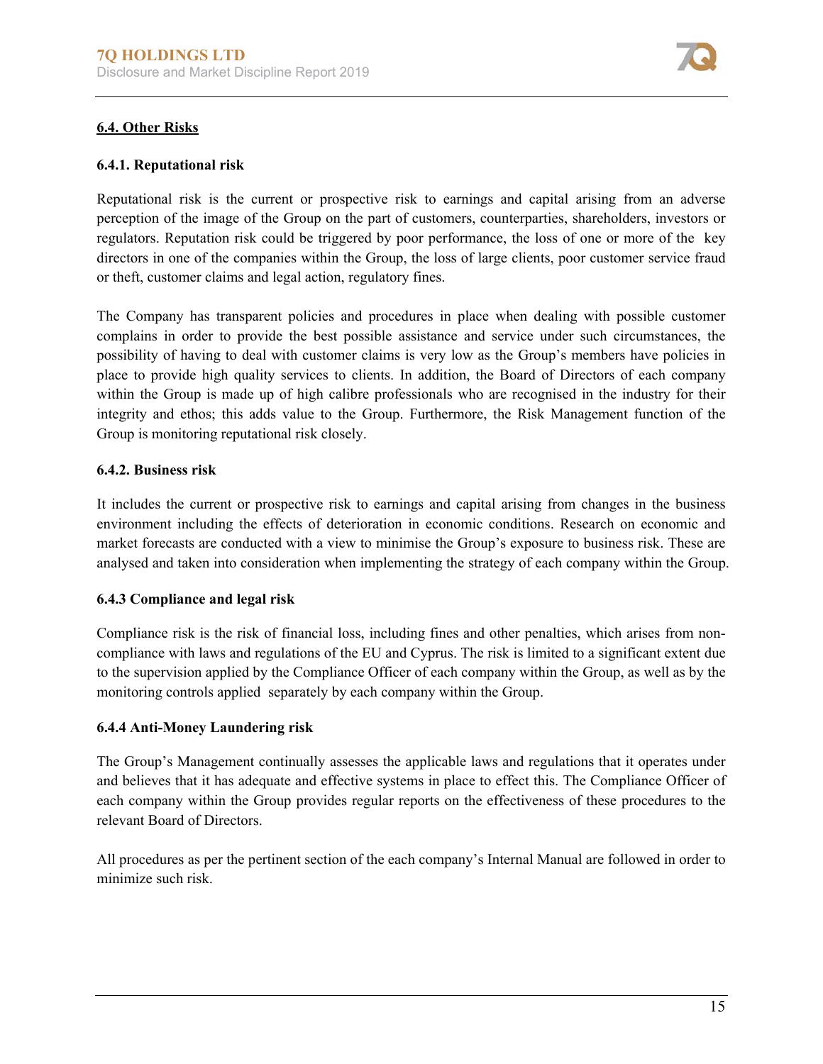## 6.4. Other Risks

### 6.4.1. Reputational risk

Reputational risk is the current or prospective risk to earnings and capital arising from an adverse perception of the image of the Group on the part of customers, counterparties, shareholders, investors or regulators. Reputation risk could be triggered by poor performance, the loss of one or more of the key directors in one of the companies within the Group, the loss of large clients, poor customer service fraud or theft, customer claims and legal action, regulatory fines.

The Company has transparent policies and procedures in place when dealing with possible customer complains in order to provide the best possible assistance and service under such circumstances, the possibility of having to deal with customer claims is very low as the Group's members have policies in place to provide high quality services to clients. In addition, the Board of Directors of each company within the Group is made up of high calibre professionals who are recognised in the industry for their integrity and ethos; this adds value to the Group. Furthermore, the Risk Management function of the Group is monitoring reputational risk closely.

### 6.4.2. Business risk

It includes the current or prospective risk to earnings and capital arising from changes in the business environment including the effects of deterioration in economic conditions. Research on economic and market forecasts are conducted with a view to minimise the Group's exposure to business risk. These are analysed and taken into consideration when implementing the strategy of each company within the Group.

### 6.4.3 Compliance and legal risk

Compliance risk is the risk of financial loss, including fines and other penalties, which arises from non-compliance with laws and regulations of the EU and Cyprus. The risk is limited to a significant extent due to the supervision applied by the Compliance Officer of each company within the Group, as well as by the monitoring controls applied separately by each company within the Group.

### 6.4.4 Anti-Money Laundering risk

The Group's Management continually assesses the applicable laws and regulations that it operates under and believes that it has adequate and effective systems in place to effect this. The Compliance Officer of each company within the Group provides regular reports on the effectiveness of these procedures to the relevant Board of Directors.

All procedures as per the pertinent section of the each company's Internal Manual are followed in order to minimize such risk.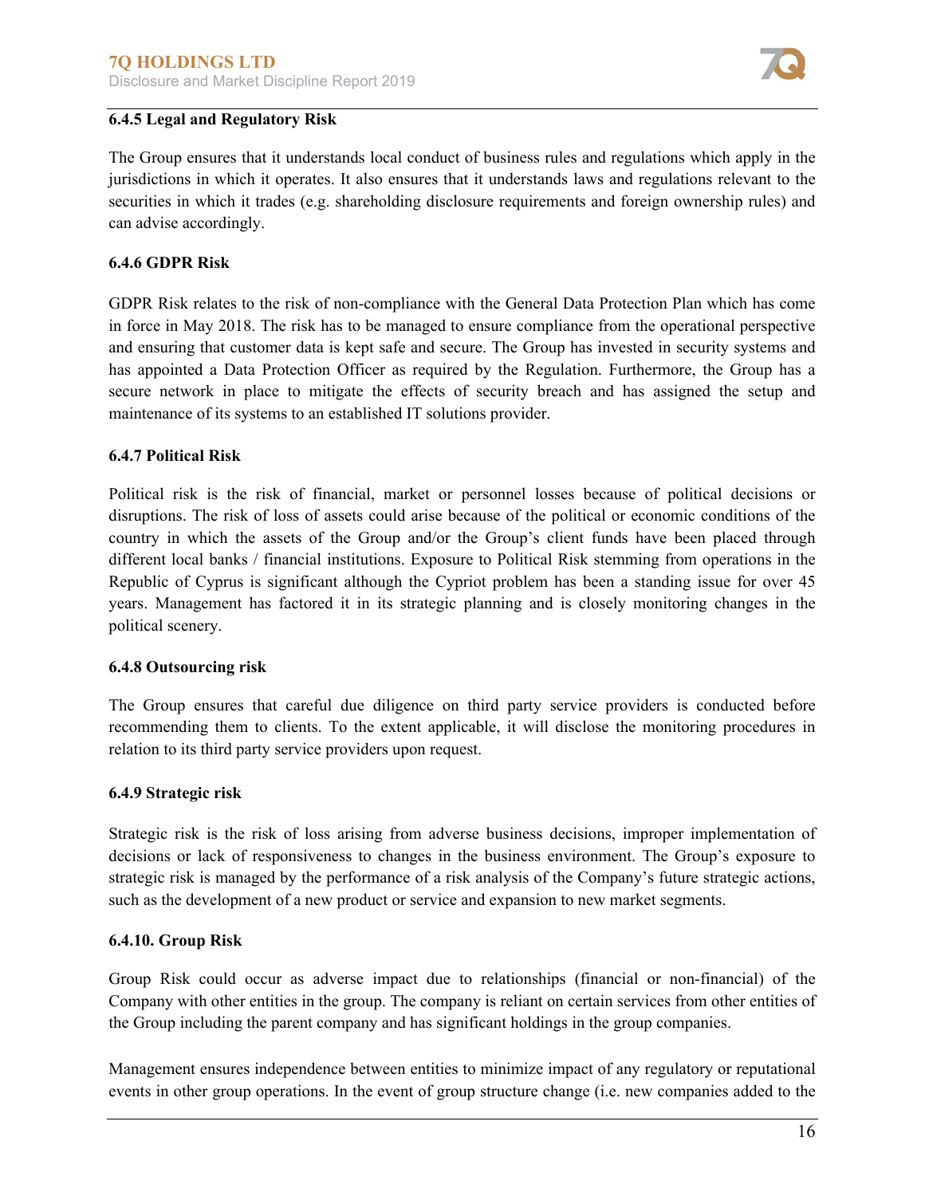### 6.4.5 Legal and Regulatory Risk

The Group ensures that it understands local conduct of business rules and regulations which apply in the jurisdictions in which it operates. It also ensures that it understands laws and regulations relevant to the securities in which it trades (e.g. shareholding disclosure requirements and foreign ownership rules) and can advise accordingly.

### 6.4.6 GDPR Risk

GDPR Risk relates to the risk of non-compliance with the General Data Protection Plan which has come in force in May 2018. The risk has to be managed to ensure compliance from the operational perspective and ensuring that customer data is kept safe and secure. The Group has invested in security systems and has appointed a Data Protection Officer as required by the Regulation. Furthermore, the Group has a secure network in place to mitigate the effects of security breach and has assigned the setup and maintenance of its systems to an established IT solutions provider.

### 6.4.7 Political Risk

Political risk is the risk of financial, market or personnel losses because of political decisions or disruptions. The risk of loss of assets could arise because of the political or economic conditions of the country in which the assets of the Group and/or the Group's client funds have been placed through different local banks / financial institutions. Exposure to Political Risk stemming from operations in the Republic of Cyprus is significant although the Cypriot problem has been a standing issue for over 45 years. Management has factored it in its strategic planning and is closely monitoring changes in the political scenery.

### 6.4.8 Outsourcing risk

The Group ensures that careful due diligence on third party service providers is conducted before recommending them to clients. To the extent applicable, it will disclose the monitoring procedures in relation to its third party service providers upon request.

### 6.4.9 Strategic risk

Strategic risk is the risk of loss arising from adverse business decisions, improper implementation of decisions or lack of responsiveness to changes in the business environment. The Group's exposure to strategic risk is managed by the performance of a risk analysis of the Company's future strategic actions, such as the development of a new product or service and expansion to new market segments.

### 6.4.10. Group Risk

Group Risk could occur as adverse impact due to relationships (financial or non-financial) of the Company with other entities in the group. The company is reliant on certain services from other entities of the Group including the parent company and has significant holdings in the group companies.

Management ensures independence between entities to minimize impact of any regulatory or reputational events in other group operations. In the event of group structure change (i.e. new companies added to the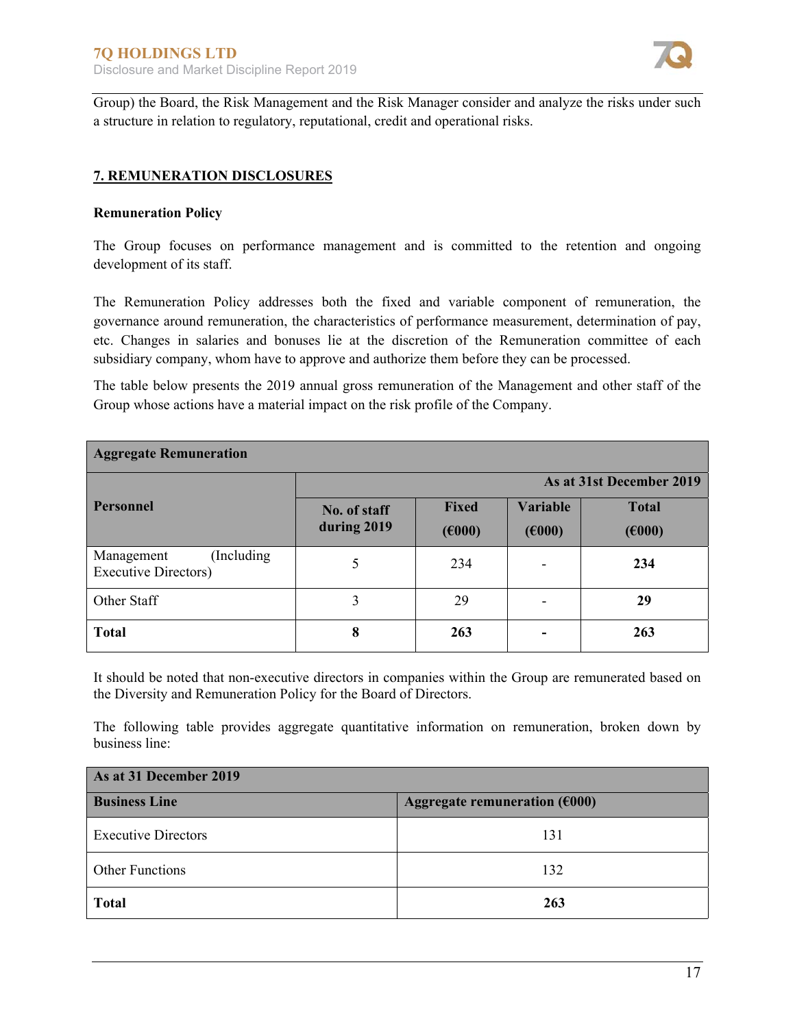Group) the Board, the Risk Management and the Risk Manager consider and analyze the risks under such a structure in relation to regulatory, reputational, credit and operational risks.

## 7. REMUNERATION DISCLOSURES

**Remuneration Policy**

The Group focuses on performance management and is committed to the retention and ongoing development of its staff.

The Remuneration Policy addresses both the fixed and variable component of remuneration, the governance around remuneration, the characteristics of performance measurement, determination of pay, etc. Changes in salaries and bonuses lie at the discretion of the Remuneration committee of each subsidiary company, whom have to approve and authorize them before they can be processed.

The table below presents the 2019 annual gross remuneration of the Management and other staff of the Group whose actions have a material impact on the risk profile of the Company.

| **Aggregate Remuneration** | | | | |
|---|---|---|---|---|
| **Personnel** | **As at 31st December 2019** | | | |
| | **No. of staff during 2019** | **Fixed (€000)** | **Variable (€000)** | **Total (€000)** |
| Management (Including Executive Directors) | 5 | 234 | - | **234** |
| Other Staff | 3 | 29 | - | **29** |
| **Total** | **8** | **263** | **-** | **263** |

It should be noted that non-executive directors in companies within the Group are remunerated based on the Diversity and Remuneration Policy for the Board of Directors.

The following table provides aggregate quantitative information on remuneration, broken down by business line:

| **As at 31 December 2019** | |
|---|---|
| **Business Line** | **Aggregate remuneration (€000)** |
| Executive Directors | 131 |
| Other Functions | 132 |
| **Total** | **263** |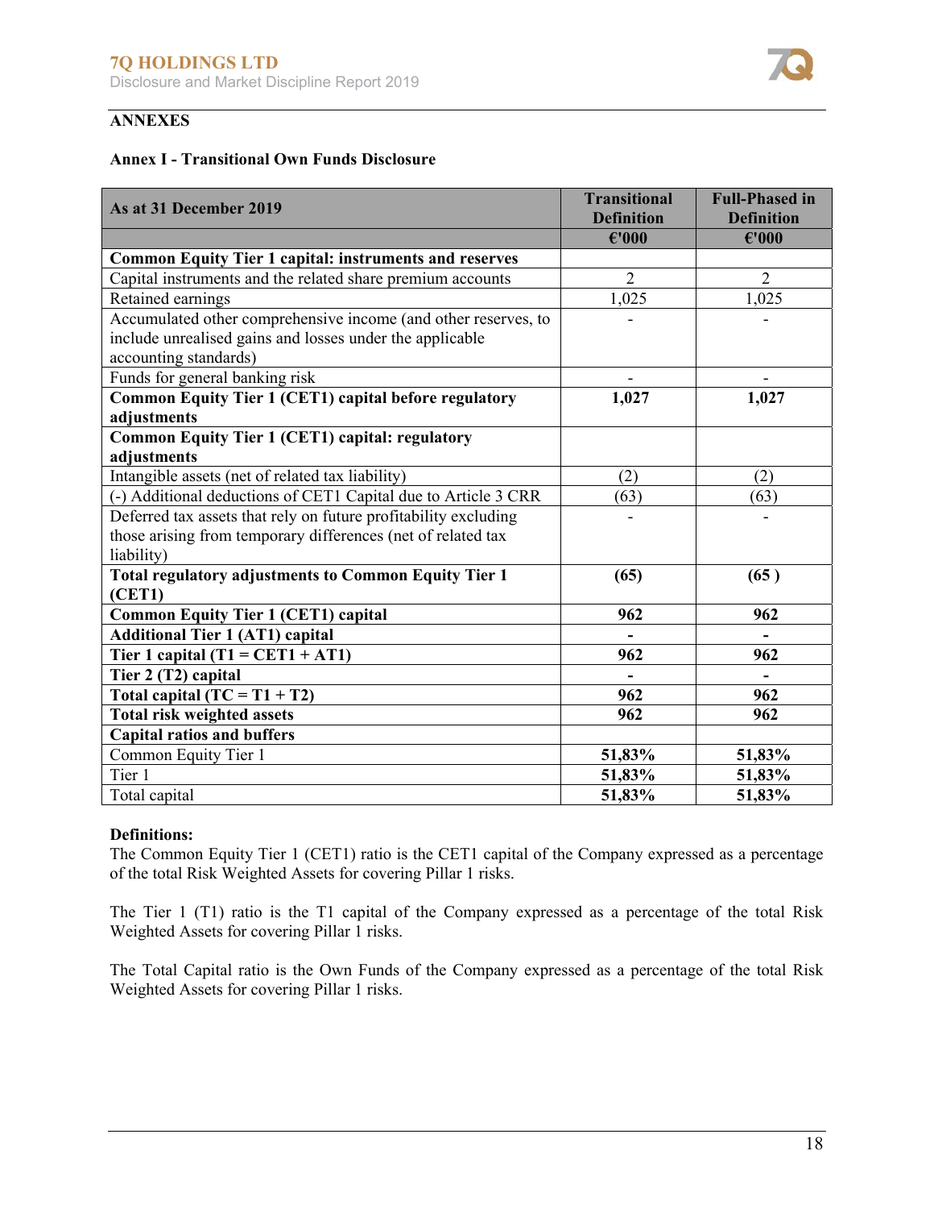## ANNEXES

### Annex I - Transitional Own Funds Disclosure

| As at 31 December 2019 | Transitional Definition | Full-Phased in Definition |
|---|---|---|
| | **€'000** | **€'000** |
| **Common Equity Tier 1 capital: instruments and reserves** | | |
| Capital instruments and the related share premium accounts | 2 | 2 |
| Retained earnings | 1,025 | 1,025 |
| Accumulated other comprehensive income (and other reserves, to include unrealised gains and losses under the applicable accounting standards) | - | - |
| Funds for general banking risk | - | - |
| **Common Equity Tier 1 (CET1) capital before regulatory adjustments** | **1,027** | **1,027** |
| **Common Equity Tier 1 (CET1) capital: regulatory adjustments** | | |
| Intangible assets (net of related tax liability) | (2) | (2) |
| (-) Additional deductions of CET1 Capital due to Article 3 CRR | (63) | (63) |
| Deferred tax assets that rely on future profitability excluding those arising from temporary differences (net of related tax liability) | - | - |
| **Total regulatory adjustments to Common Equity Tier 1 (CET1)** | **(65)** | **(65 )** |
| **Common Equity Tier 1 (CET1) capital** | **962** | **962** |
| **Additional Tier 1 (AT1) capital** | **-** | **-** |
| **Tier 1 capital (T1 = CET1 + AT1)** | **962** | **962** |
| **Tier 2 (T2) capital** | **-** | **-** |
| **Total capital (TC = T1 + T2)** | **962** | **962** |
| **Total risk weighted assets** | **962** | **962** |
| **Capital ratios and buffers** | | |
| Common Equity Tier 1 | **51,83%** | **51,83%** |
| Tier 1 | **51,83%** | **51,83%** |
| Total capital | **51,83%** | **51,83%** |

**Definitions:**

The Common Equity Tier 1 (CET1) ratio is the CET1 capital of the Company expressed as a percentage of the total Risk Weighted Assets for covering Pillar 1 risks.

The Tier 1 (T1) ratio is the T1 capital of the Company expressed as a percentage of the total Risk Weighted Assets for covering Pillar 1 risks.

The Total Capital ratio is the Own Funds of the Company expressed as a percentage of the total Risk Weighted Assets for covering Pillar 1 risks.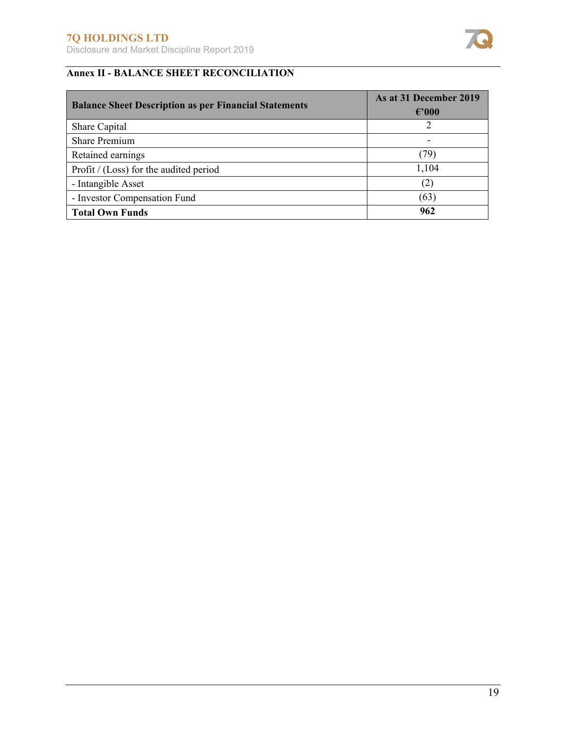## Annex II - BALANCE SHEET RECONCILIATION

| Balance Sheet Description as per Financial Statements | As at 31 December 2019 €'000 |
|---|---|
| Share Capital | 2 |
| Share Premium | - |
| Retained earnings | (79) |
| Profit / (Loss) for the audited period | 1,104 |
| - Intangible Asset | (2) |
| - Investor Compensation Fund | (63) |
| **Total Own Funds** | **962** |